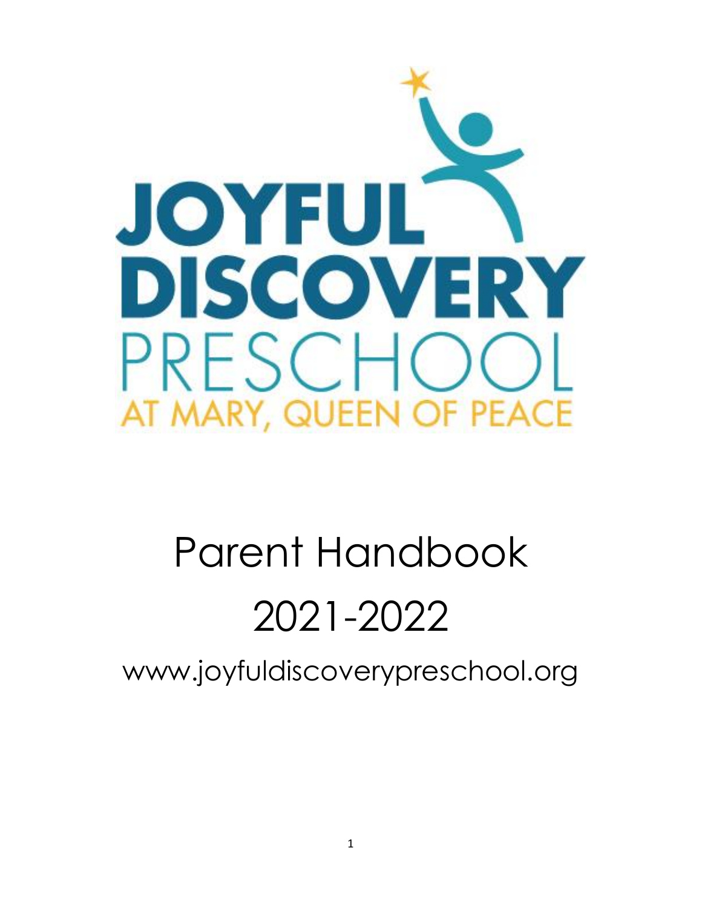# JOYFUL DISCOVERY PRESCHOOL

AT MARY, QUEEN OF PEACE

# Parent Handbook

# 2021-2022

www.joyfuldiscoverypreschool.org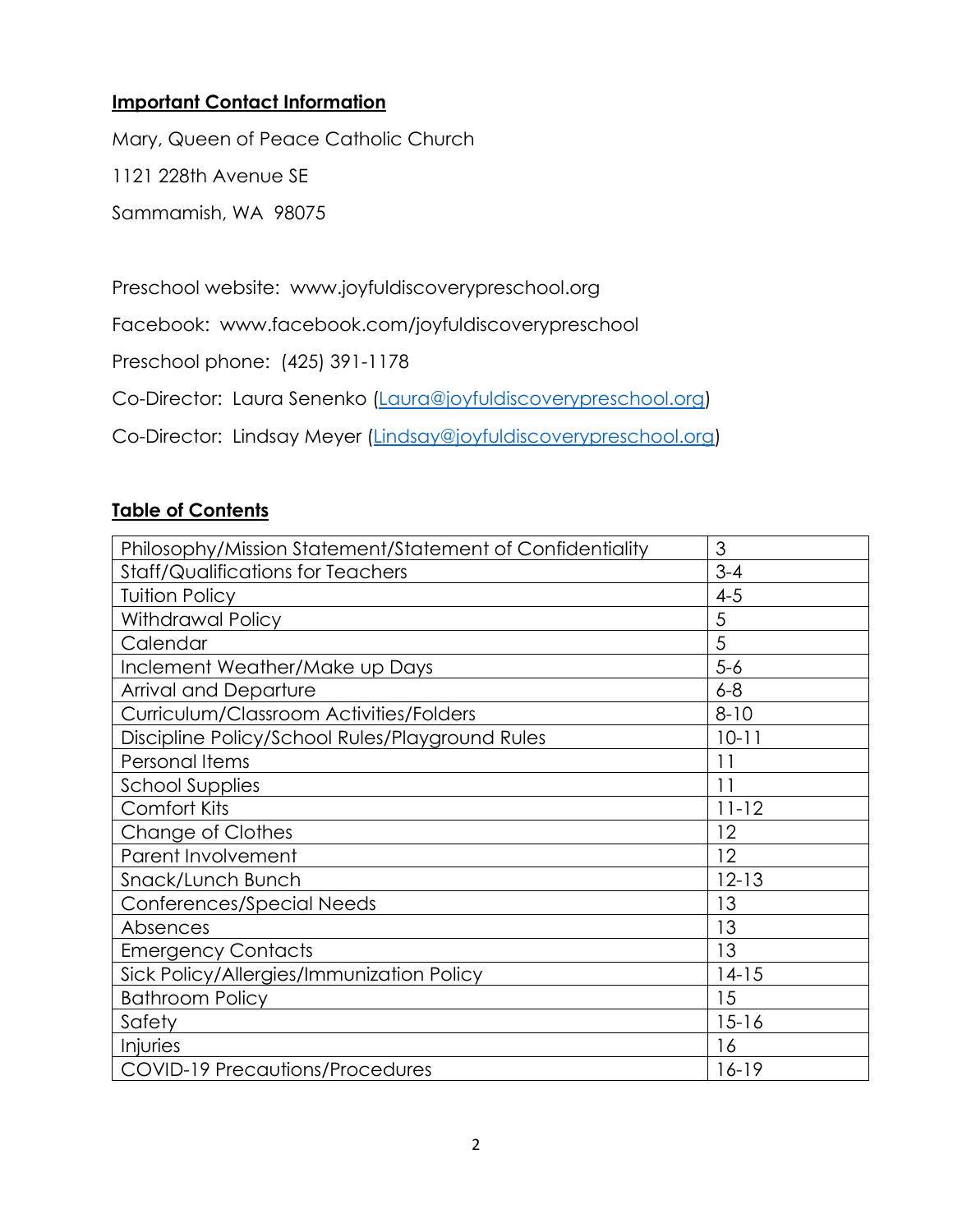**Important Contact Information**

Mary, Queen of Peace Catholic Church

1121 228th Avenue SE

Sammamish, WA 98075

Preschool website: www.joyfuldiscoverypreschool.org

Facebook: www.facebook.com/joyfuldiscoverypreschool

Preschool phone: (425) 391-1178

Co-Director: Laura Senenko (Laura@joyfuldiscoverypreschool.org)

Co-Director: Lindsay Meyer (Lindsay@joyfuldiscoverypreschool.org)

**Table of Contents**

| | |
|---|---|
| Philosophy/Mission Statement/Statement of Confidentiality | 3 |
| Staff/Qualifications for Teachers | 3-4 |
| Tuition Policy | 4-5 |
| Withdrawal Policy | 5 |
| Calendar | 5 |
| Inclement Weather/Make up Days | 5-6 |
| Arrival and Departure | 6-8 |
| Curriculum/Classroom Activities/Folders | 8-10 |
| Discipline Policy/School Rules/Playground Rules | 10-11 |
| Personal Items | 11 |
| School Supplies | 11 |
| Comfort Kits | 11-12 |
| Change of Clothes | 12 |
| Parent Involvement | 12 |
| Snack/Lunch Bunch | 12-13 |
| Conferences/Special Needs | 13 |
| Absences | 13 |
| Emergency Contacts | 13 |
| Sick Policy/Allergies/Immunization Policy | 14-15 |
| Bathroom Policy | 15 |
| Safety | 15-16 |
| Injuries | 16 |
| COVID-19 Precautions/Procedures | 16-19 |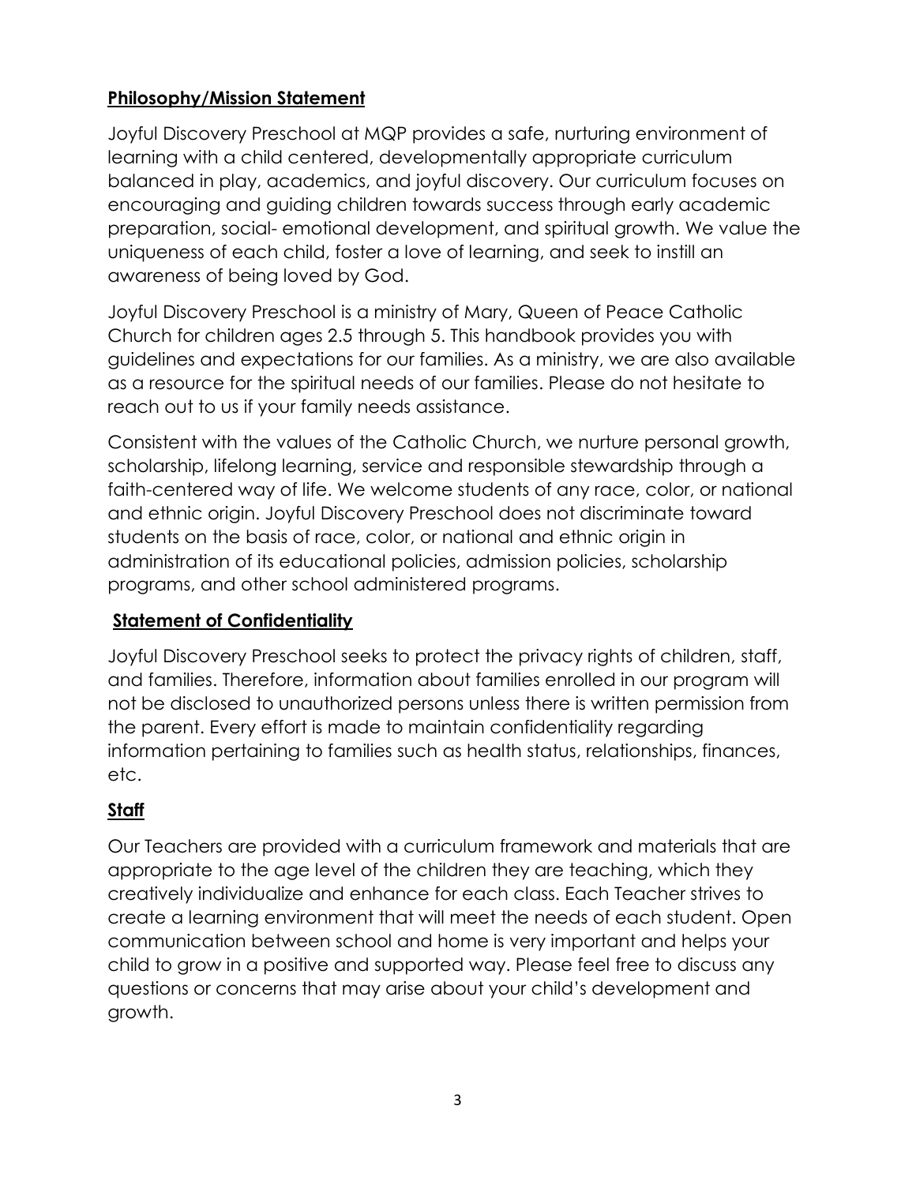## Philosophy/Mission Statement

Joyful Discovery Preschool at MQP provides a safe, nurturing environment of learning with a child centered, developmentally appropriate curriculum balanced in play, academics, and joyful discovery. Our curriculum focuses on encouraging and guiding children towards success through early academic preparation, social- emotional development, and spiritual growth. We value the uniqueness of each child, foster a love of learning, and seek to instill an awareness of being loved by God.

Joyful Discovery Preschool is a ministry of Mary, Queen of Peace Catholic Church for children ages 2.5 through 5. This handbook provides you with guidelines and expectations for our families. As a ministry, we are also available as a resource for the spiritual needs of our families. Please do not hesitate to reach out to us if your family needs assistance.

Consistent with the values of the Catholic Church, we nurture personal growth, scholarship, lifelong learning, service and responsible stewardship through a faith-centered way of life. We welcome students of any race, color, or national and ethnic origin. Joyful Discovery Preschool does not discriminate toward students on the basis of race, color, or national and ethnic origin in administration of its educational policies, admission policies, scholarship programs, and other school administered programs.

## Statement of Confidentiality

Joyful Discovery Preschool seeks to protect the privacy rights of children, staff, and families. Therefore, information about families enrolled in our program will not be disclosed to unauthorized persons unless there is written permission from the parent. Every effort is made to maintain confidentiality regarding information pertaining to families such as health status, relationships, finances, etc.

## Staff

Our Teachers are provided with a curriculum framework and materials that are appropriate to the age level of the children they are teaching, which they creatively individualize and enhance for each class. Each Teacher strives to create a learning environment that will meet the needs of each student. Open communication between school and home is very important and helps your child to grow in a positive and supported way. Please feel free to discuss any questions or concerns that may arise about your child's development and growth.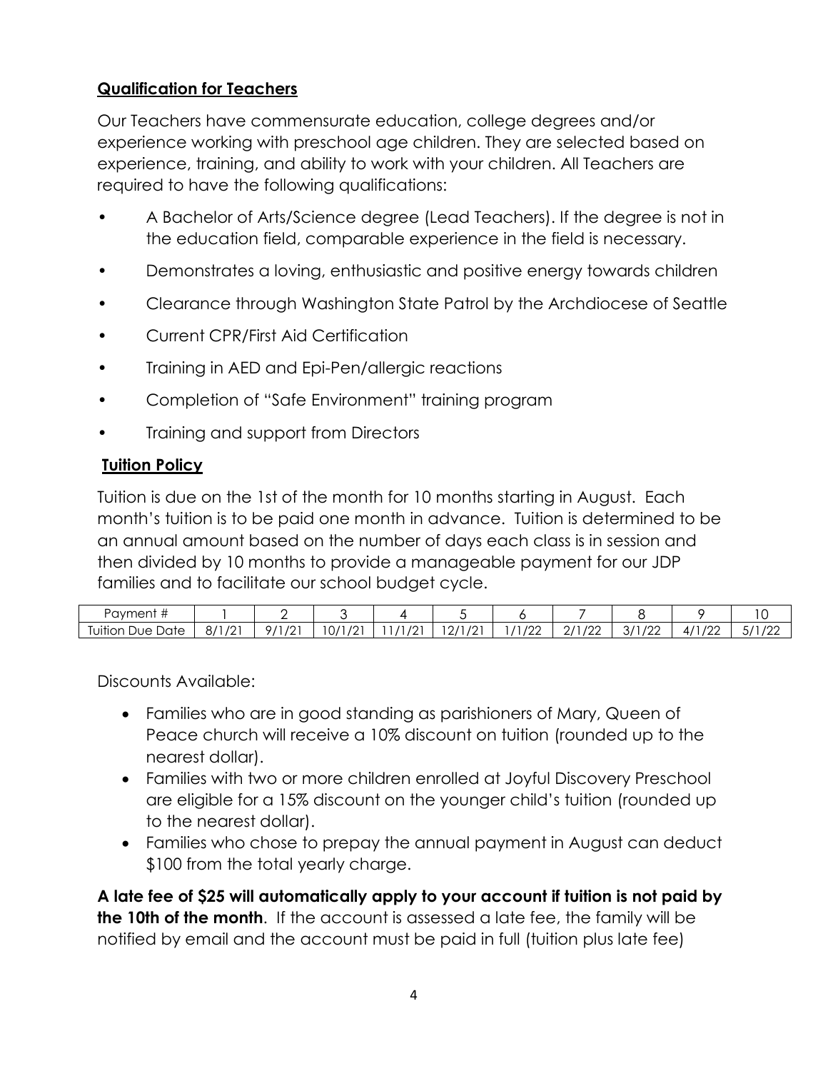## Qualification for Teachers

Our Teachers have commensurate education, college degrees and/or experience working with preschool age children. They are selected based on experience, training, and ability to work with your children. All Teachers are required to have the following qualifications:

- A Bachelor of Arts/Science degree (Lead Teachers). If the degree is not in the education field, comparable experience in the field is necessary.
- Demonstrates a loving, enthusiastic and positive energy towards children
- Clearance through Washington State Patrol by the Archdiocese of Seattle
- Current CPR/First Aid Certification
- Training in AED and Epi-Pen/allergic reactions
- Completion of "Safe Environment" training program
- Training and support from Directors

## Tuition Policy

Tuition is due on the 1st of the month for 10 months starting in August. Each month's tuition is to be paid one month in advance. Tuition is determined to be an annual amount based on the number of days each class is in session and then divided by 10 months to provide a manageable payment for our JDP families and to facilitate our school budget cycle.

| Payment # | 1 | 2 | 3 | 4 | 5 | 6 | 7 | 8 | 9 | 10 |
|---|---|---|---|---|---|---|---|---|---|---|
| Tuition Due Date | 8/1/21 | 9/1/21 | 10/1/21 | 11/1/21 | 12/1/21 | 1/1/22 | 2/1/22 | 3/1/22 | 4/1/22 | 5/1/22 |

Discounts Available:

- Families who are in good standing as parishioners of Mary, Queen of Peace church will receive a 10% discount on tuition (rounded up to the nearest dollar).
- Families with two or more children enrolled at Joyful Discovery Preschool are eligible for a 15% discount on the younger child's tuition (rounded up to the nearest dollar).
- Families who chose to prepay the annual payment in August can deduct \$100 from the total yearly charge.

**A late fee of \$25 will automatically apply to your account if tuition is not paid by the 10th of the month**. If the account is assessed a late fee, the family will be notified by email and the account must be paid in full (tuition plus late fee)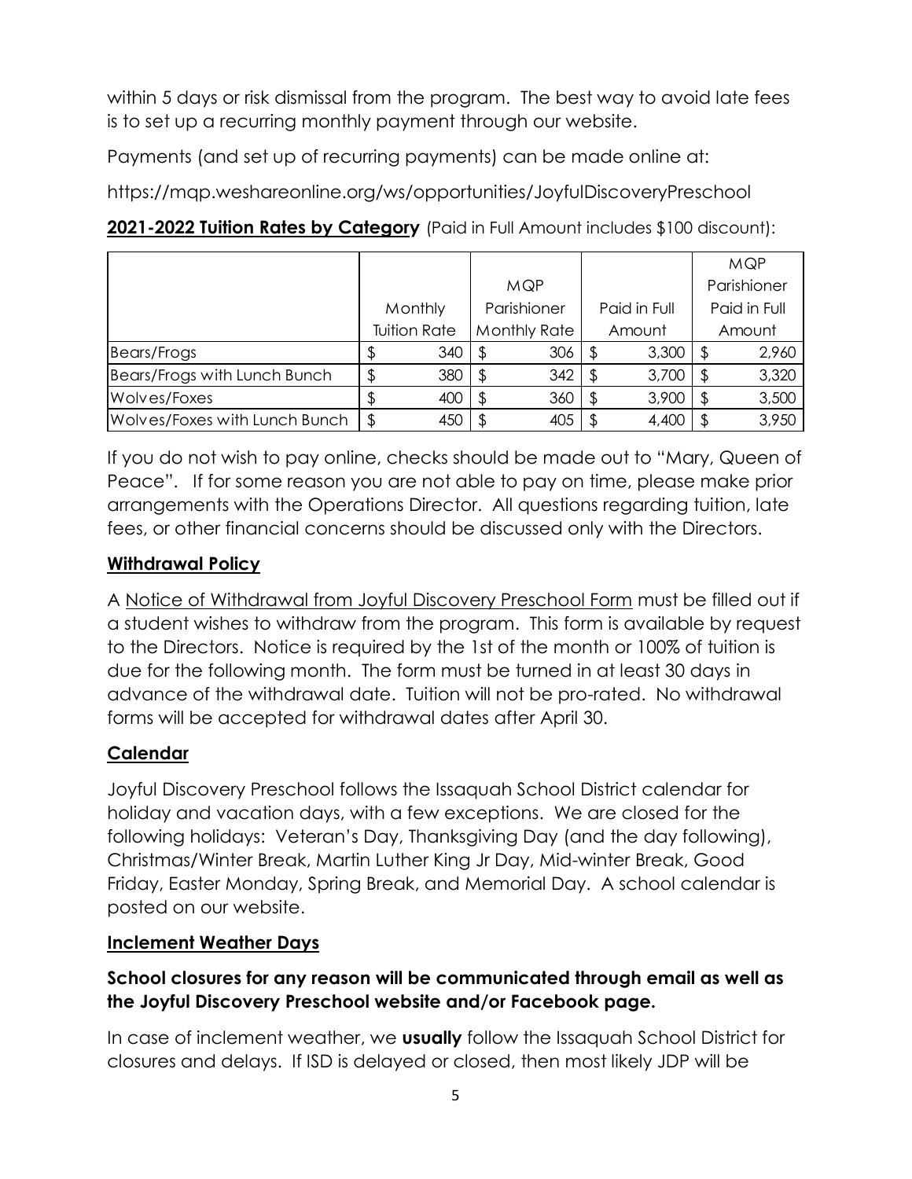within 5 days or risk dismissal from the program. The best way to avoid late fees is to set up a recurring monthly payment through our website.

Payments (and set up of recurring payments) can be made online at:

https://mqp.weshareonline.org/ws/opportunities/JoyfulDiscoveryPreschool

**2021-2022 Tuition Rates by Category** (Paid in Full Amount includes $100 discount):

| | Monthly Tuition Rate | MQP Parishioner Monthly Rate | Paid in Full Amount | MQP Parishioner Paid in Full Amount |
|---|---|---|---|---|
| Bears/Frogs | $ 340 | $ 306 | $ 3,300 | $ 2,960 |
| Bears/Frogs with Lunch Bunch | $ 380 | $ 342 | $ 3,700 | $ 3,320 |
| Wolves/Foxes | $ 400 | $ 360 | $ 3,900 | $ 3,500 |
| Wolves/Foxes with Lunch Bunch | $ 450 | $ 405 | $ 4,400 | $ 3,950 |

If you do not wish to pay online, checks should be made out to "Mary, Queen of Peace". If for some reason you are not able to pay on time, please make prior arrangements with the Operations Director. All questions regarding tuition, late fees, or other financial concerns should be discussed only with the Directors.

## Withdrawal Policy

A Notice of Withdrawal from Joyful Discovery Preschool Form must be filled out if a student wishes to withdraw from the program. This form is available by request to the Directors. Notice is required by the 1st of the month or 100% of tuition is due for the following month. The form must be turned in at least 30 days in advance of the withdrawal date. Tuition will not be pro-rated. No withdrawal forms will be accepted for withdrawal dates after April 30.

## Calendar

Joyful Discovery Preschool follows the Issaquah School District calendar for holiday and vacation days, with a few exceptions. We are closed for the following holidays: Veteran's Day, Thanksgiving Day (and the day following), Christmas/Winter Break, Martin Luther King Jr Day, Mid-winter Break, Good Friday, Easter Monday, Spring Break, and Memorial Day. A school calendar is posted on our website.

## Inclement Weather Days

**School closures for any reason will be communicated through email as well as the Joyful Discovery Preschool website and/or Facebook page.**

In case of inclement weather, we **usually** follow the Issaquah School District for closures and delays. If ISD is delayed or closed, then most likely JDP will be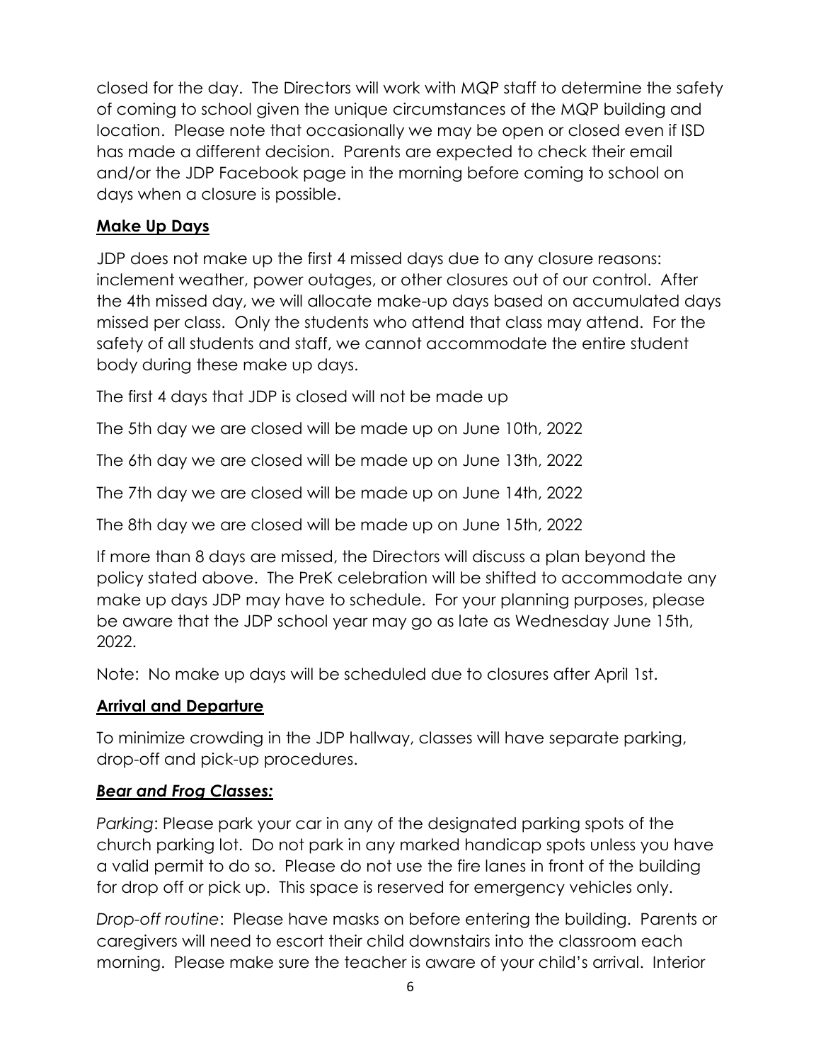closed for the day. The Directors will work with MQP staff to determine the safety of coming to school given the unique circumstances of the MQP building and location. Please note that occasionally we may be open or closed even if ISD has made a different decision. Parents are expected to check their email and/or the JDP Facebook page in the morning before coming to school on days when a closure is possible.

### **Make Up Days**

JDP does not make up the first 4 missed days due to any closure reasons: inclement weather, power outages, or other closures out of our control. After the 4th missed day, we will allocate make-up days based on accumulated days missed per class. Only the students who attend that class may attend. For the safety of all students and staff, we cannot accommodate the entire student body during these make up days.

The first 4 days that JDP is closed will not be made up

The 5th day we are closed will be made up on June 10th, 2022

The 6th day we are closed will be made up on June 13th, 2022

The 7th day we are closed will be made up on June 14th, 2022

The 8th day we are closed will be made up on June 15th, 2022

If more than 8 days are missed, the Directors will discuss a plan beyond the policy stated above. The PreK celebration will be shifted to accommodate any make up days JDP may have to schedule. For your planning purposes, please be aware that the JDP school year may go as late as Wednesday June 15th, 2022.

Note: No make up days will be scheduled due to closures after April 1st.

### **Arrival and Departure**

To minimize crowding in the JDP hallway, classes will have separate parking, drop-off and pick-up procedures.

#### ***Bear and Frog Classes:***

*Parking*: Please park your car in any of the designated parking spots of the church parking lot. Do not park in any marked handicap spots unless you have a valid permit to do so. Please do not use the fire lanes in front of the building for drop off or pick up. This space is reserved for emergency vehicles only.

*Drop-off routine*: Please have masks on before entering the building. Parents or caregivers will need to escort their child downstairs into the classroom each morning. Please make sure the teacher is aware of your child's arrival. Interior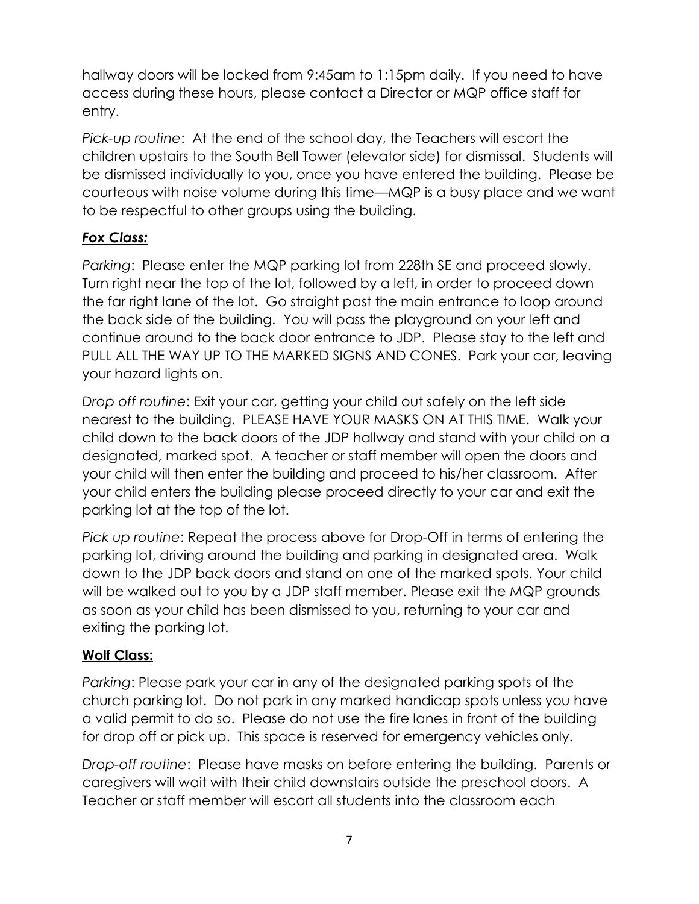hallway doors will be locked from 9:45am to 1:15pm daily. If you need to have access during these hours, please contact a Director or MQP office staff for entry.

*Pick-up routine*: At the end of the school day, the Teachers will escort the children upstairs to the South Bell Tower (elevator side) for dismissal. Students will be dismissed individually to you, once you have entered the building. Please be courteous with noise volume during this time—MQP is a busy place and we want to be respectful to other groups using the building.

***Fox Class:***

*Parking*: Please enter the MQP parking lot from 228th SE and proceed slowly. Turn right near the top of the lot, followed by a left, in order to proceed down the far right lane of the lot. Go straight past the main entrance to loop around the back side of the building. You will pass the playground on your left and continue around to the back door entrance to JDP. Please stay to the left and PULL ALL THE WAY UP TO THE MARKED SIGNS AND CONES. Park your car, leaving your hazard lights on.

*Drop off routine*: Exit your car, getting your child out safely on the left side nearest to the building. PLEASE HAVE YOUR MASKS ON AT THIS TIME. Walk your child down to the back doors of the JDP hallway and stand with your child on a designated, marked spot. A teacher or staff member will open the doors and your child will then enter the building and proceed to his/her classroom. After your child enters the building please proceed directly to your car and exit the parking lot at the top of the lot.

*Pick up routine*: Repeat the process above for Drop-Off in terms of entering the parking lot, driving around the building and parking in designated area. Walk down to the JDP back doors and stand on one of the marked spots. Your child will be walked out to you by a JDP staff member. Please exit the MQP grounds as soon as your child has been dismissed to you, returning to your car and exiting the parking lot.

**Wolf Class:**

*Parking*: Please park your car in any of the designated parking spots of the church parking lot. Do not park in any marked handicap spots unless you have a valid permit to do so. Please do not use the fire lanes in front of the building for drop off or pick up. This space is reserved for emergency vehicles only.

*Drop-off routine*: Please have masks on before entering the building. Parents or caregivers will wait with their child downstairs outside the preschool doors. A Teacher or staff member will escort all students into the classroom each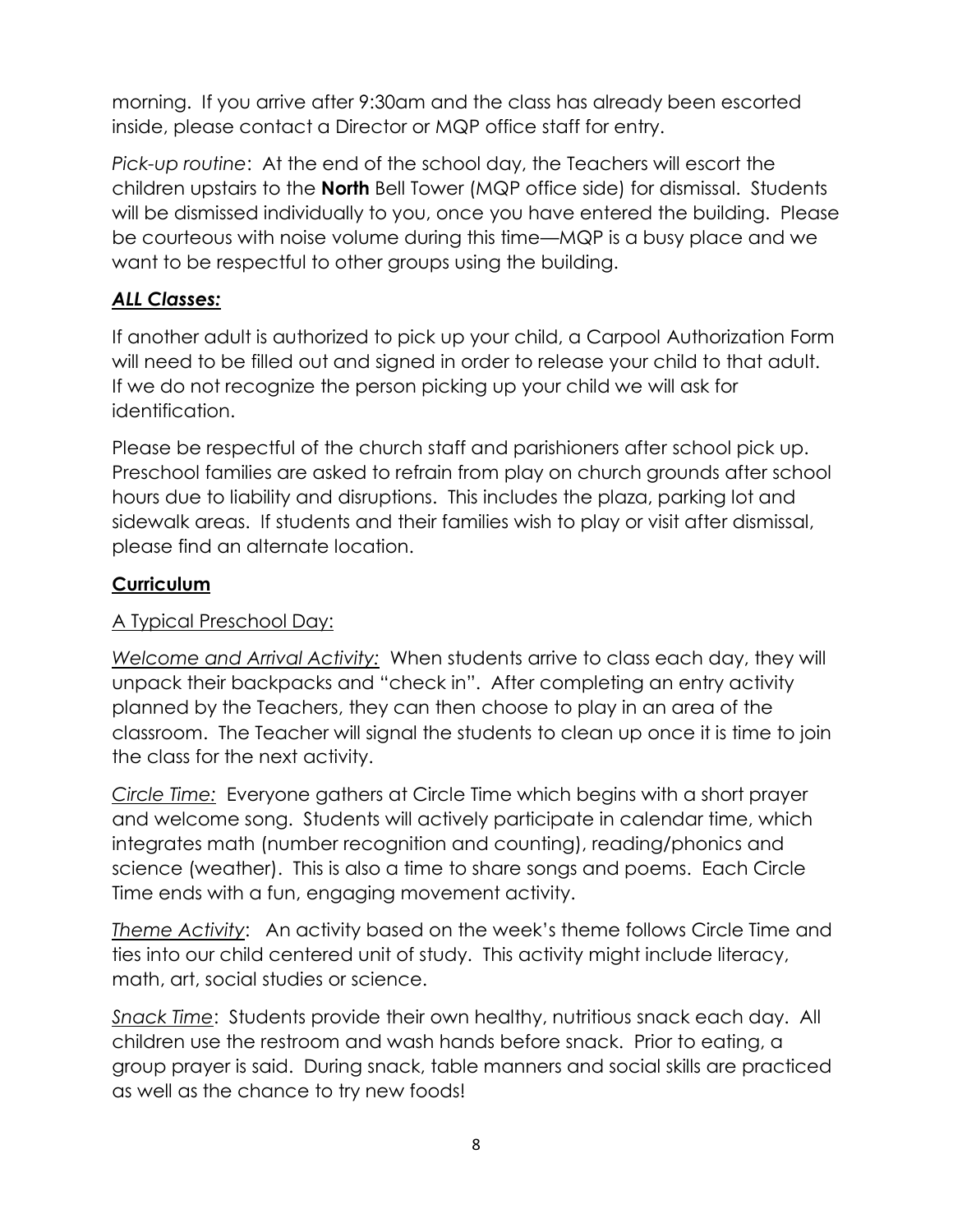morning. If you arrive after 9:30am and the class has already been escorted inside, please contact a Director or MQP office staff for entry.

*Pick-up routine*: At the end of the school day, the Teachers will escort the children upstairs to the **North** Bell Tower (MQP office side) for dismissal. Students will be dismissed individually to you, once you have entered the building. Please be courteous with noise volume during this time—MQP is a busy place and we want to be respectful to other groups using the building.

### ***ALL Classes:***

If another adult is authorized to pick up your child, a Carpool Authorization Form will need to be filled out and signed in order to release your child to that adult. If we do not recognize the person picking up your child we will ask for identification.

Please be respectful of the church staff and parishioners after school pick up. Preschool families are asked to refrain from play on church grounds after school hours due to liability and disruptions. This includes the plaza, parking lot and sidewalk areas. If students and their families wish to play or visit after dismissal, please find an alternate location.

## **Curriculum**

### A Typical Preschool Day:

*Welcome and Arrival Activity:* When students arrive to class each day, they will unpack their backpacks and "check in". After completing an entry activity planned by the Teachers, they can then choose to play in an area of the classroom. The Teacher will signal the students to clean up once it is time to join the class for the next activity.

*Circle Time*: Everyone gathers at Circle Time which begins with a short prayer and welcome song. Students will actively participate in calendar time, which integrates math (number recognition and counting), reading/phonics and science (weather). This is also a time to share songs and poems. Each Circle Time ends with a fun, engaging movement activity.

*Theme Activity*: An activity based on the week's theme follows Circle Time and ties into our child centered unit of study. This activity might include literacy, math, art, social studies or science.

*Snack Time*: Students provide their own healthy, nutritious snack each day. All children use the restroom and wash hands before snack. Prior to eating, a group prayer is said. During snack, table manners and social skills are practiced as well as the chance to try new foods!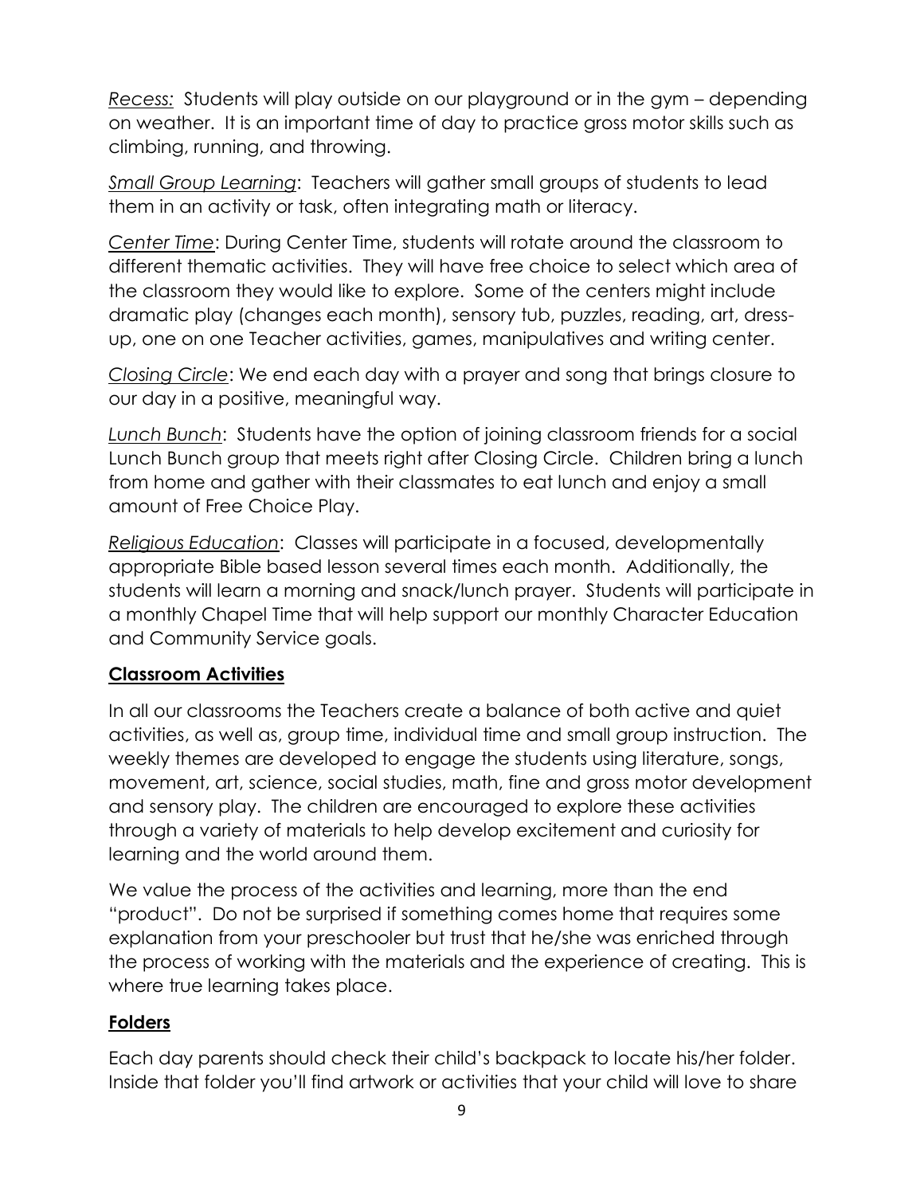*Recess:* Students will play outside on our playground or in the gym – depending on weather. It is an important time of day to practice gross motor skills such as climbing, running, and throwing.

*Small Group Learning*: Teachers will gather small groups of students to lead them in an activity or task, often integrating math or literacy.

*Center Time*: During Center Time, students will rotate around the classroom to different thematic activities. They will have free choice to select which area of the classroom they would like to explore. Some of the centers might include dramatic play (changes each month), sensory tub, puzzles, reading, art, dress-up, one on one Teacher activities, games, manipulatives and writing center.

*Closing Circle*: We end each day with a prayer and song that brings closure to our day in a positive, meaningful way.

*Lunch Bunch*: Students have the option of joining classroom friends for a social Lunch Bunch group that meets right after Closing Circle. Children bring a lunch from home and gather with their classmates to eat lunch and enjoy a small amount of Free Choice Play.

*Religious Education*: Classes will participate in a focused, developmentally appropriate Bible based lesson several times each month. Additionally, the students will learn a morning and snack/lunch prayer. Students will participate in a monthly Chapel Time that will help support our monthly Character Education and Community Service goals.

## Classroom Activities

In all our classrooms the Teachers create a balance of both active and quiet activities, as well as, group time, individual time and small group instruction. The weekly themes are developed to engage the students using literature, songs, movement, art, science, social studies, math, fine and gross motor development and sensory play. The children are encouraged to explore these activities through a variety of materials to help develop excitement and curiosity for learning and the world around them.

We value the process of the activities and learning, more than the end "product". Do not be surprised if something comes home that requires some explanation from your preschooler but trust that he/she was enriched through the process of working with the materials and the experience of creating. This is where true learning takes place.

## Folders

Each day parents should check their child's backpack to locate his/her folder. Inside that folder you'll find artwork or activities that your child will love to share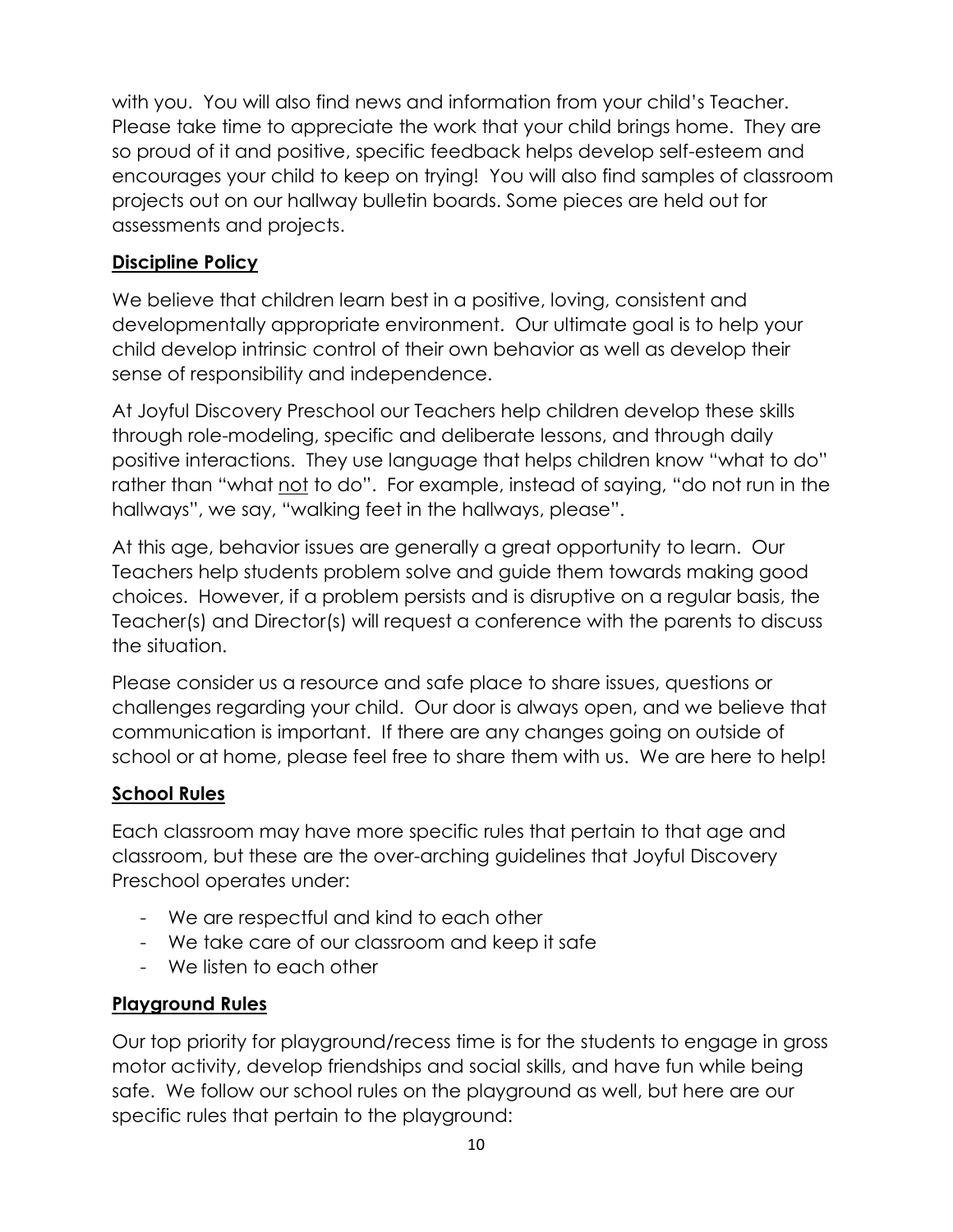with you. You will also find news and information from your child's Teacher. Please take time to appreciate the work that your child brings home. They are so proud of it and positive, specific feedback helps develop self-esteem and encourages your child to keep on trying! You will also find samples of classroom projects out on our hallway bulletin boards. Some pieces are held out for assessments and projects.

## Discipline Policy

We believe that children learn best in a positive, loving, consistent and developmentally appropriate environment. Our ultimate goal is to help your child develop intrinsic control of their own behavior as well as develop their sense of responsibility and independence.

At Joyful Discovery Preschool our Teachers help children develop these skills through role-modeling, specific and deliberate lessons, and through daily positive interactions. They use language that helps children know "what to do" rather than "what <u>not</u> to do". For example, instead of saying, "do not run in the hallways", we say, "walking feet in the hallways, please".

At this age, behavior issues are generally a great opportunity to learn. Our Teachers help students problem solve and guide them towards making good choices. However, if a problem persists and is disruptive on a regular basis, the Teacher(s) and Director(s) will request a conference with the parents to discuss the situation.

Please consider us a resource and safe place to share issues, questions or challenges regarding your child. Our door is always open, and we believe that communication is important. If there are any changes going on outside of school or at home, please feel free to share them with us. We are here to help!

## School Rules

Each classroom may have more specific rules that pertain to that age and classroom, but these are the over-arching guidelines that Joyful Discovery Preschool operates under:

- We are respectful and kind to each other
- We take care of our classroom and keep it safe
- We listen to each other

## Playground Rules

Our top priority for playground/recess time is for the students to engage in gross motor activity, develop friendships and social skills, and have fun while being safe. We follow our school rules on the playground as well, but here are our specific rules that pertain to the playground: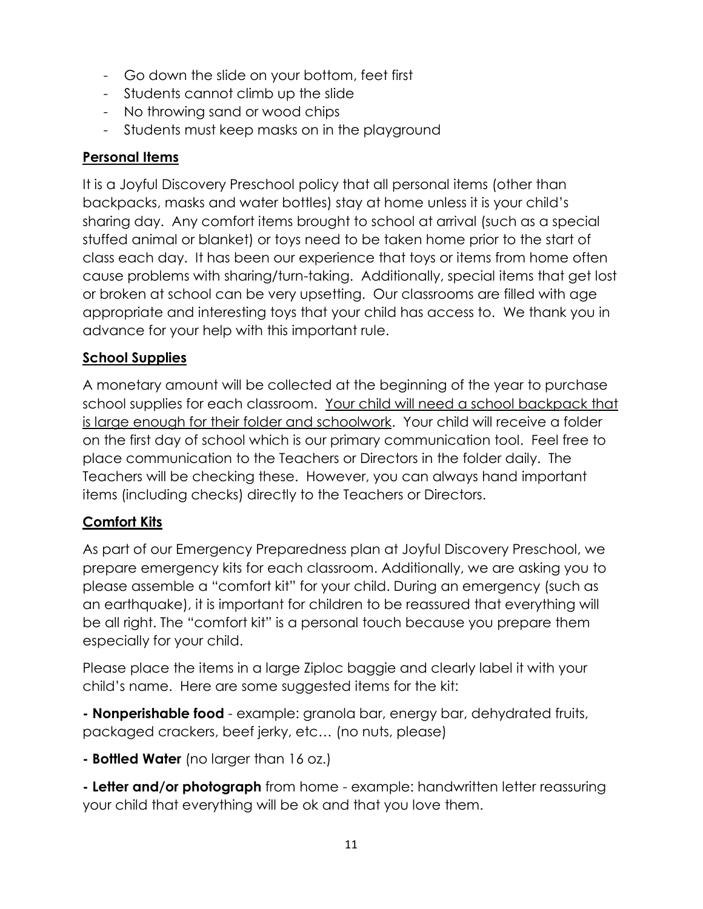- Go down the slide on your bottom, feet first
- Students cannot climb up the slide
- No throwing sand or wood chips
- Students must keep masks on in the playground

## <u>Personal Items</u>

It is a Joyful Discovery Preschool policy that all personal items (other than backpacks, masks and water bottles) stay at home unless it is your child's sharing day. Any comfort items brought to school at arrival (such as a special stuffed animal or blanket) or toys need to be taken home prior to the start of class each day. It has been our experience that toys or items from home often cause problems with sharing/turn-taking. Additionally, special items that get lost or broken at school can be very upsetting. Our classrooms are filled with age appropriate and interesting toys that your child has access to. We thank you in advance for your help with this important rule.

## <u>School Supplies</u>

A monetary amount will be collected at the beginning of the year to purchase school supplies for each classroom. <u>Your child will need a school backpack that is large enough for their folder and schoolwork</u>. Your child will receive a folder on the first day of school which is our primary communication tool. Feel free to place communication to the Teachers or Directors in the folder daily. The Teachers will be checking these. However, you can always hand important items (including checks) directly to the Teachers or Directors.

## <u>Comfort Kits</u>

As part of our Emergency Preparedness plan at Joyful Discovery Preschool, we prepare emergency kits for each classroom. Additionally, we are asking you to please assemble a "comfort kit" for your child. During an emergency (such as an earthquake), it is important for children to be reassured that everything will be all right. The "comfort kit" is a personal touch because you prepare them especially for your child.

Please place the items in a large Ziploc baggie and clearly label it with your child's name. Here are some suggested items for the kit:

**- Nonperishable food** - example: granola bar, energy bar, dehydrated fruits, packaged crackers, beef jerky, etc… (no nuts, please)

**- Bottled Water** (no larger than 16 oz.)

**- Letter and/or photograph** from home - example: handwritten letter reassuring your child that everything will be ok and that you love them.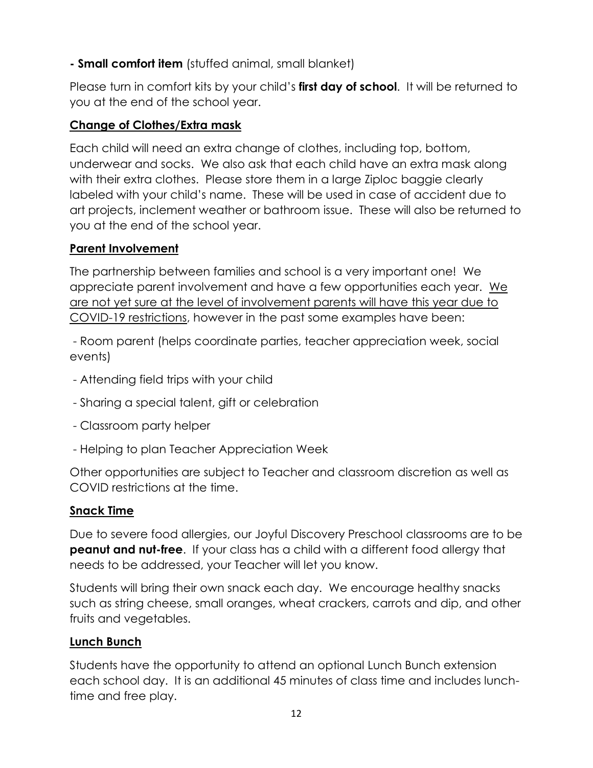**- Small comfort item** (stuffed animal, small blanket)

Please turn in comfort kits by your child's **first day of school**. It will be returned to you at the end of the school year.

## Change of Clothes/Extra mask

Each child will need an extra change of clothes, including top, bottom, underwear and socks. We also ask that each child have an extra mask along with their extra clothes. Please store them in a large Ziploc baggie clearly labeled with your child's name. These will be used in case of accident due to art projects, inclement weather or bathroom issue. These will also be returned to you at the end of the school year.

## Parent Involvement

The partnership between families and school is a very important one! We appreciate parent involvement and have a few opportunities each year. <u>We are not yet sure at the level of involvement parents will have this year due to COVID-19 restrictions</u>, however in the past some examples have been:

- Room parent (helps coordinate parties, teacher appreciation week, social events)
- Attending field trips with your child
- Sharing a special talent, gift or celebration
- Classroom party helper
- Helping to plan Teacher Appreciation Week

Other opportunities are subject to Teacher and classroom discretion as well as COVID restrictions at the time.

## Snack Time

Due to severe food allergies, our Joyful Discovery Preschool classrooms are to be **peanut and nut-free**. If your class has a child with a different food allergy that needs to be addressed, your Teacher will let you know.

Students will bring their own snack each day. We encourage healthy snacks such as string cheese, small oranges, wheat crackers, carrots and dip, and other fruits and vegetables.

## Lunch Bunch

Students have the opportunity to attend an optional Lunch Bunch extension each school day. It is an additional 45 minutes of class time and includes lunch-time and free play.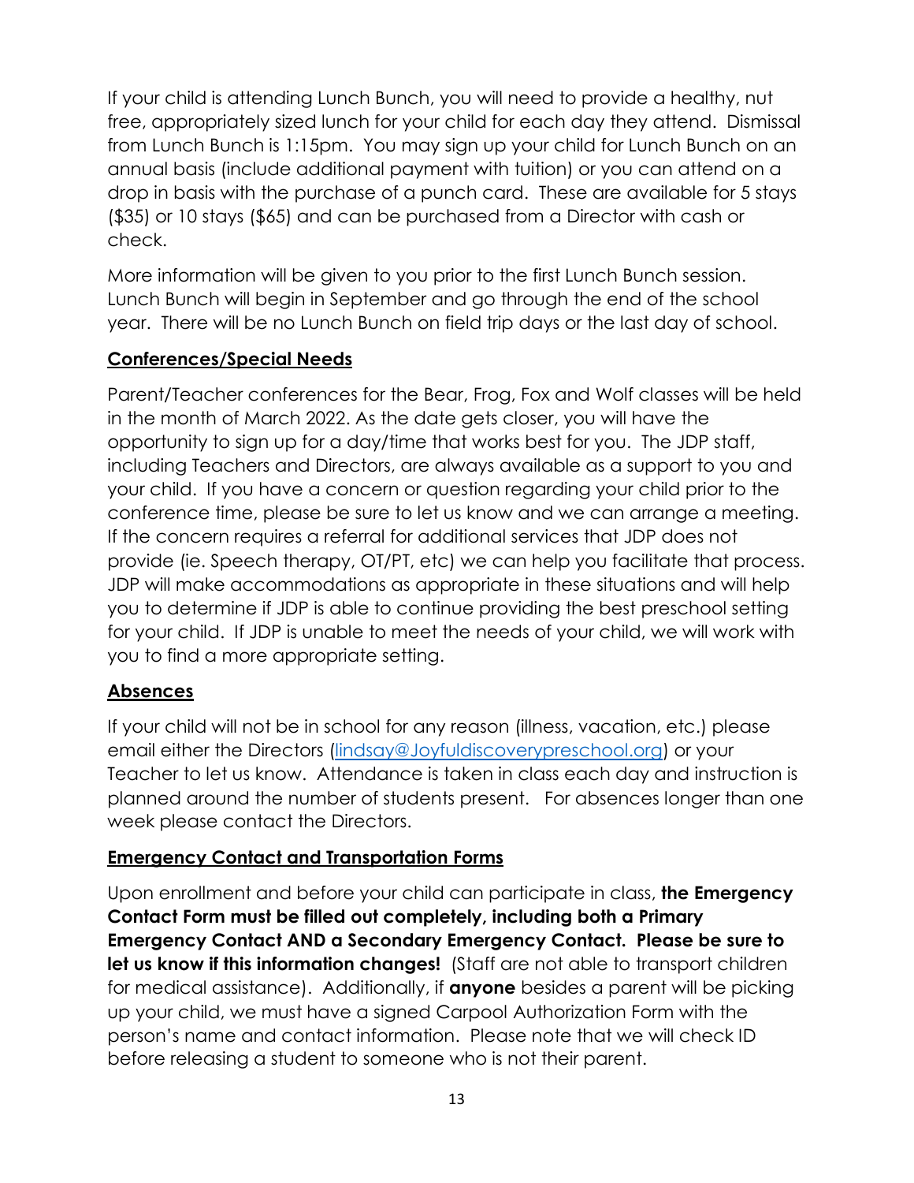If your child is attending Lunch Bunch, you will need to provide a healthy, nut free, appropriately sized lunch for your child for each day they attend. Dismissal from Lunch Bunch is 1:15pm. You may sign up your child for Lunch Bunch on an annual basis (include additional payment with tuition) or you can attend on a drop in basis with the purchase of a punch card. These are available for 5 stays ($35) or 10 stays ($65) and can be purchased from a Director with cash or check.

More information will be given to you prior to the first Lunch Bunch session. Lunch Bunch will begin in September and go through the end of the school year. There will be no Lunch Bunch on field trip days or the last day of school.

## Conferences/Special Needs

Parent/Teacher conferences for the Bear, Frog, Fox and Wolf classes will be held in the month of March 2022. As the date gets closer, you will have the opportunity to sign up for a day/time that works best for you. The JDP staff, including Teachers and Directors, are always available as a support to you and your child. If you have a concern or question regarding your child prior to the conference time, please be sure to let us know and we can arrange a meeting. If the concern requires a referral for additional services that JDP does not provide (ie. Speech therapy, OT/PT, etc) we can help you facilitate that process. JDP will make accommodations as appropriate in these situations and will help you to determine if JDP is able to continue providing the best preschool setting for your child. If JDP is unable to meet the needs of your child, we will work with you to find a more appropriate setting.

## Absences

If your child will not be in school for any reason (illness, vacation, etc.) please email either the Directors (lindsay@Joyfuldiscoverypreschool.org) or your Teacher to let us know. Attendance is taken in class each day and instruction is planned around the number of students present. For absences longer than one week please contact the Directors.

## Emergency Contact and Transportation Forms

Upon enrollment and before your child can participate in class, **the Emergency Contact Form must be filled out completely, including both a Primary Emergency Contact AND a Secondary Emergency Contact. Please be sure to let us know if this information changes!** (Staff are not able to transport children for medical assistance). Additionally, if **anyone** besides a parent will be picking up your child, we must have a signed Carpool Authorization Form with the person's name and contact information. Please note that we will check ID before releasing a student to someone who is not their parent.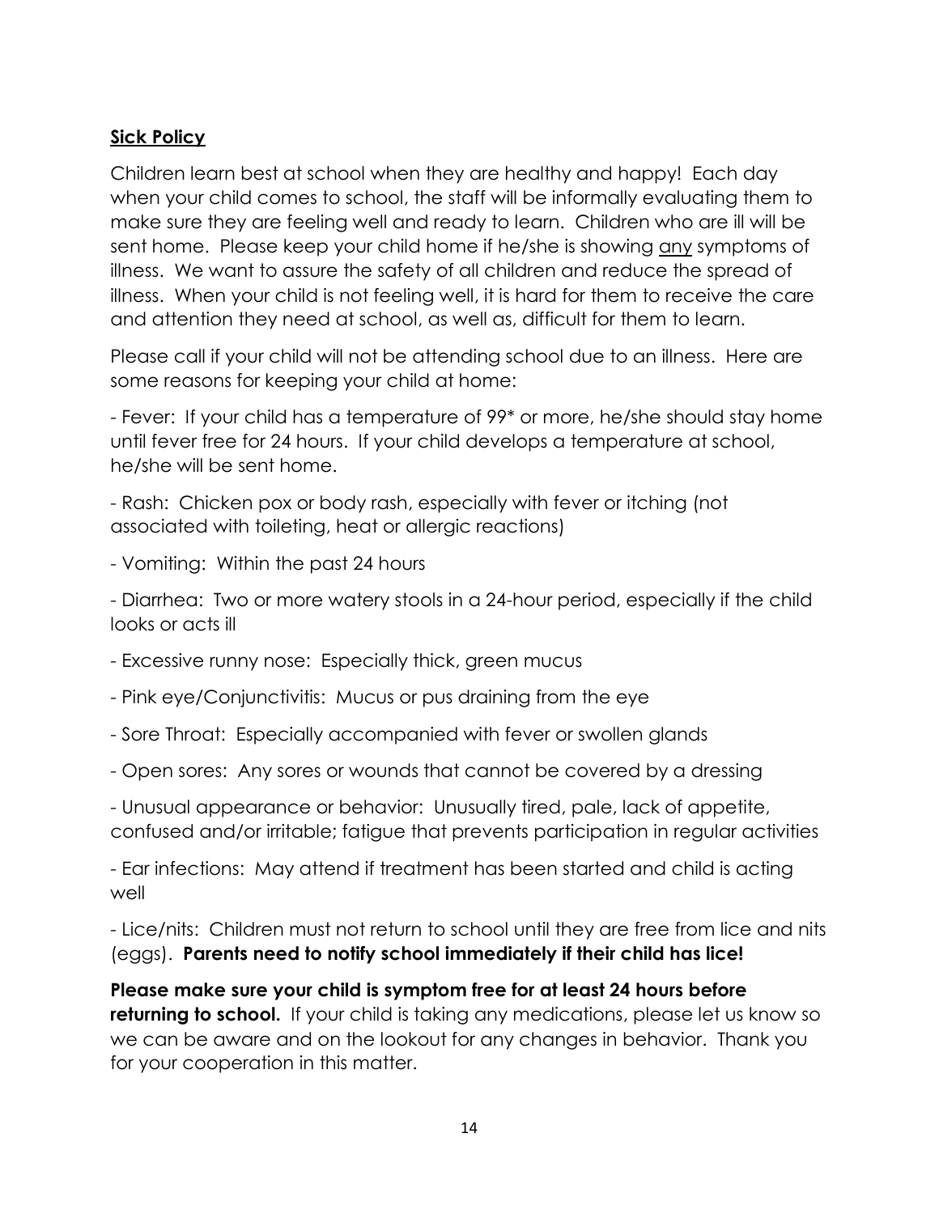## Sick Policy

Children learn best at school when they are healthy and happy! Each day when your child comes to school, the staff will be informally evaluating them to make sure they are feeling well and ready to learn. Children who are ill will be sent home. Please keep your child home if he/she is showing <u>any</u> symptoms of illness. We want to assure the safety of all children and reduce the spread of illness. When your child is not feeling well, it is hard for them to receive the care and attention they need at school, as well as, difficult for them to learn.

Please call if your child will not be attending school due to an illness. Here are some reasons for keeping your child at home:

- Fever: If your child has a temperature of 99* or more, he/she should stay home until fever free for 24 hours. If your child develops a temperature at school, he/she will be sent home.

- Rash: Chicken pox or body rash, especially with fever or itching (not associated with toileting, heat or allergic reactions)

- Vomiting: Within the past 24 hours

- Diarrhea: Two or more watery stools in a 24-hour period, especially if the child looks or acts ill

- Excessive runny nose: Especially thick, green mucus

- Pink eye/Conjunctivitis: Mucus or pus draining from the eye

- Sore Throat: Especially accompanied with fever or swollen glands

- Open sores: Any sores or wounds that cannot be covered by a dressing

- Unusual appearance or behavior: Unusually tired, pale, lack of appetite, confused and/or irritable; fatigue that prevents participation in regular activities

- Ear infections: May attend if treatment has been started and child is acting well

- Lice/nits: Children must not return to school until they are free from lice and nits (eggs). **Parents need to notify school immediately if their child has lice!**

**Please make sure your child is symptom free for at least 24 hours before returning to school.** If your child is taking any medications, please let us know so we can be aware and on the lookout for any changes in behavior. Thank you for your cooperation in this matter.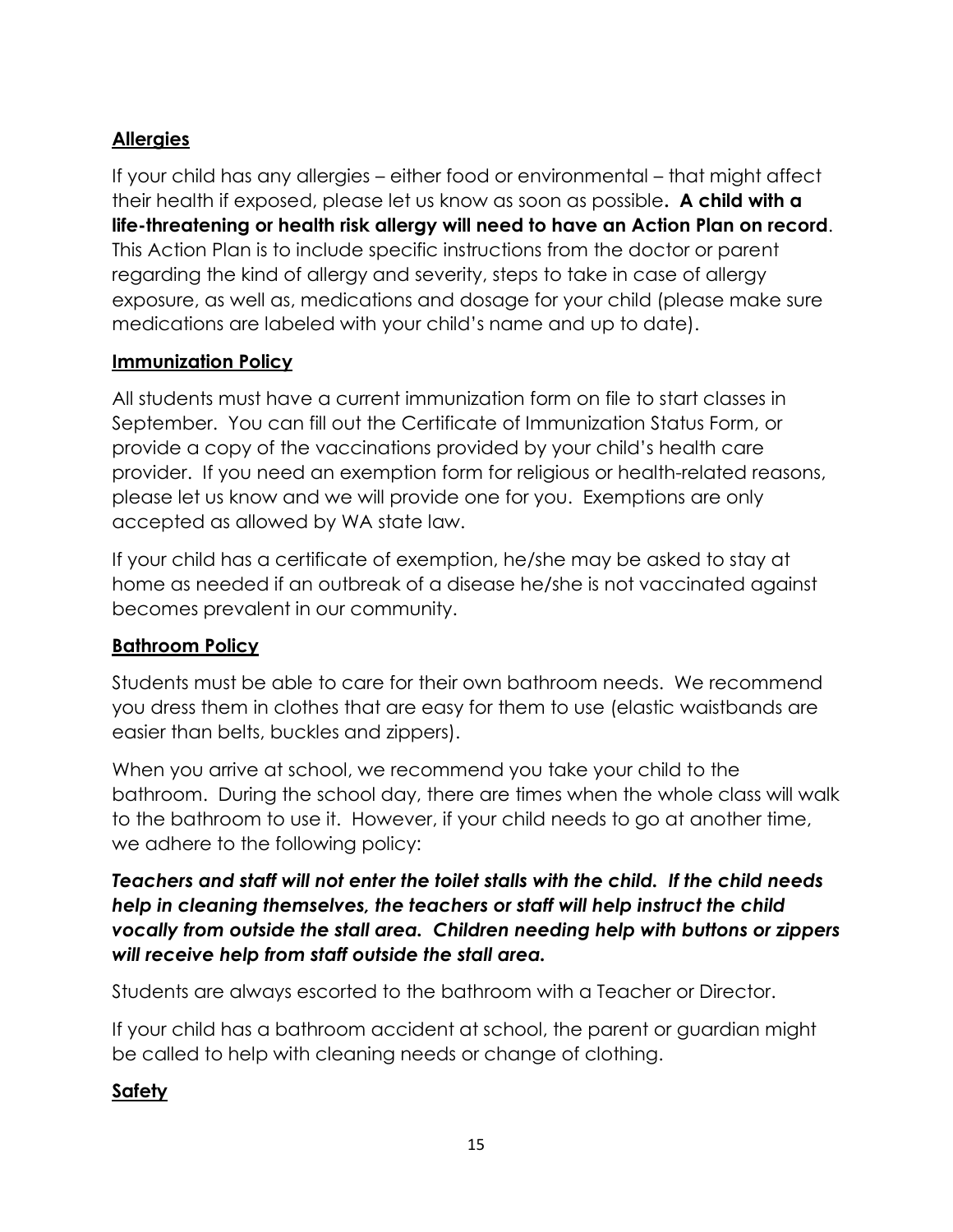## Allergies

If your child has any allergies – either food or environmental – that might affect their health if exposed, please let us know as soon as possible**. A child with a life-threatening or health risk allergy will need to have an Action Plan on record**. This Action Plan is to include specific instructions from the doctor or parent regarding the kind of allergy and severity, steps to take in case of allergy exposure, as well as, medications and dosage for your child (please make sure medications are labeled with your child's name and up to date).

## Immunization Policy

All students must have a current immunization form on file to start classes in September. You can fill out the Certificate of Immunization Status Form, or provide a copy of the vaccinations provided by your child's health care provider. If you need an exemption form for religious or health-related reasons, please let us know and we will provide one for you. Exemptions are only accepted as allowed by WA state law.

If your child has a certificate of exemption, he/she may be asked to stay at home as needed if an outbreak of a disease he/she is not vaccinated against becomes prevalent in our community.

## Bathroom Policy

Students must be able to care for their own bathroom needs. We recommend you dress them in clothes that are easy for them to use (elastic waistbands are easier than belts, buckles and zippers).

When you arrive at school, we recommend you take your child to the bathroom. During the school day, there are times when the whole class will walk to the bathroom to use it. However, if your child needs to go at another time, we adhere to the following policy:

***Teachers and staff will not enter the toilet stalls with the child. If the child needs help in cleaning themselves, the teachers or staff will help instruct the child vocally from outside the stall area. Children needing help with buttons or zippers will receive help from staff outside the stall area.***

Students are always escorted to the bathroom with a Teacher or Director.

If your child has a bathroom accident at school, the parent or guardian might be called to help with cleaning needs or change of clothing.

## Safety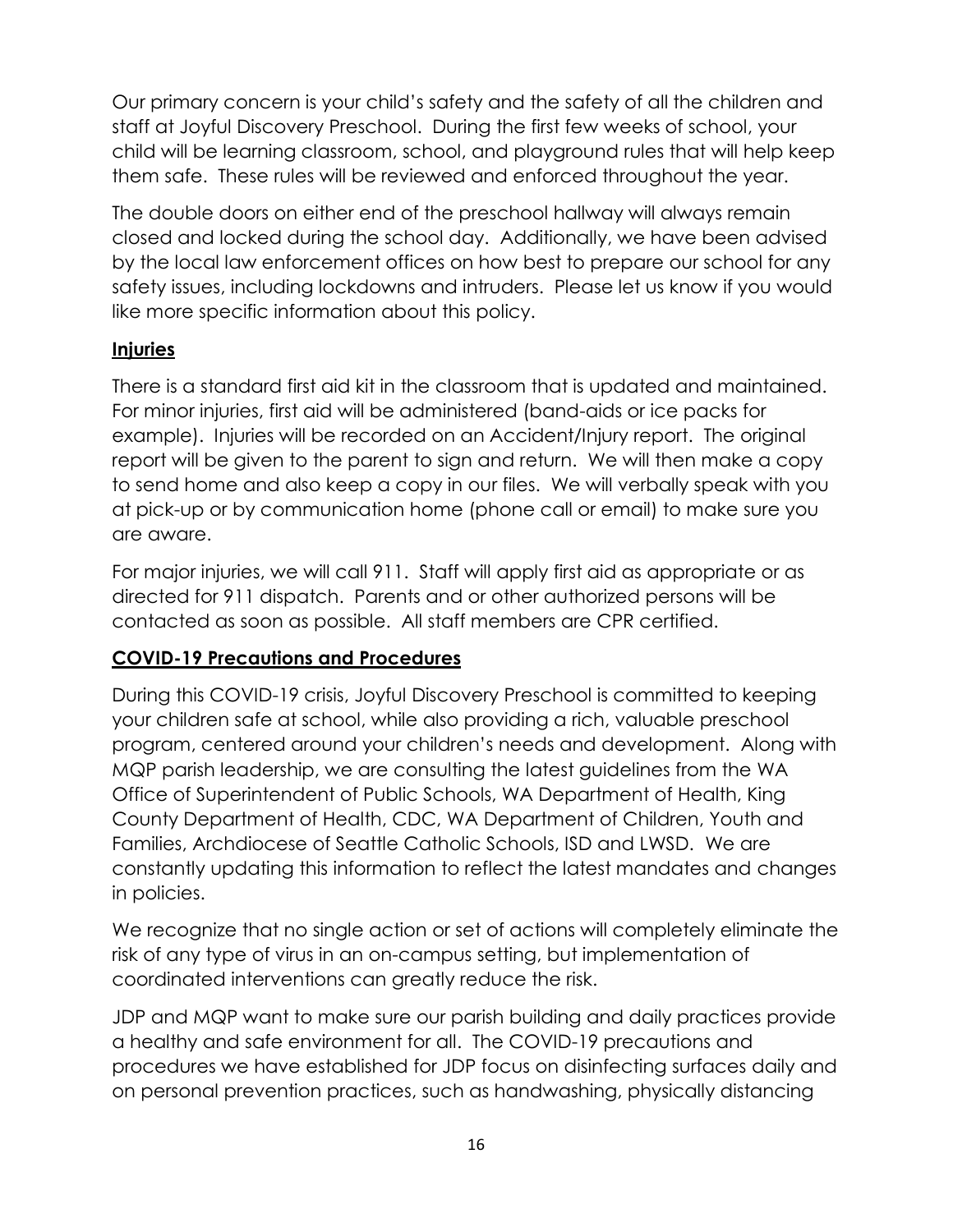Our primary concern is your child's safety and the safety of all the children and staff at Joyful Discovery Preschool. During the first few weeks of school, your child will be learning classroom, school, and playground rules that will help keep them safe. These rules will be reviewed and enforced throughout the year.

The double doors on either end of the preschool hallway will always remain closed and locked during the school day. Additionally, we have been advised by the local law enforcement offices on how best to prepare our school for any safety issues, including lockdowns and intruders. Please let us know if you would like more specific information about this policy.

## Injuries

There is a standard first aid kit in the classroom that is updated and maintained. For minor injuries, first aid will be administered (band-aids or ice packs for example). Injuries will be recorded on an Accident/Injury report. The original report will be given to the parent to sign and return. We will then make a copy to send home and also keep a copy in our files. We will verbally speak with you at pick-up or by communication home (phone call or email) to make sure you are aware.

For major injuries, we will call 911. Staff will apply first aid as appropriate or as directed for 911 dispatch. Parents and or other authorized persons will be contacted as soon as possible. All staff members are CPR certified.

## COVID-19 Precautions and Procedures

During this COVID-19 crisis, Joyful Discovery Preschool is committed to keeping your children safe at school, while also providing a rich, valuable preschool program, centered around your children's needs and development. Along with MQP parish leadership, we are consulting the latest guidelines from the WA Office of Superintendent of Public Schools, WA Department of Health, King County Department of Health, CDC, WA Department of Children, Youth and Families, Archdiocese of Seattle Catholic Schools, ISD and LWSD. We are constantly updating this information to reflect the latest mandates and changes in policies.

We recognize that no single action or set of actions will completely eliminate the risk of any type of virus in an on-campus setting, but implementation of coordinated interventions can greatly reduce the risk.

JDP and MQP want to make sure our parish building and daily practices provide a healthy and safe environment for all. The COVID-19 precautions and procedures we have established for JDP focus on disinfecting surfaces daily and on personal prevention practices, such as handwashing, physically distancing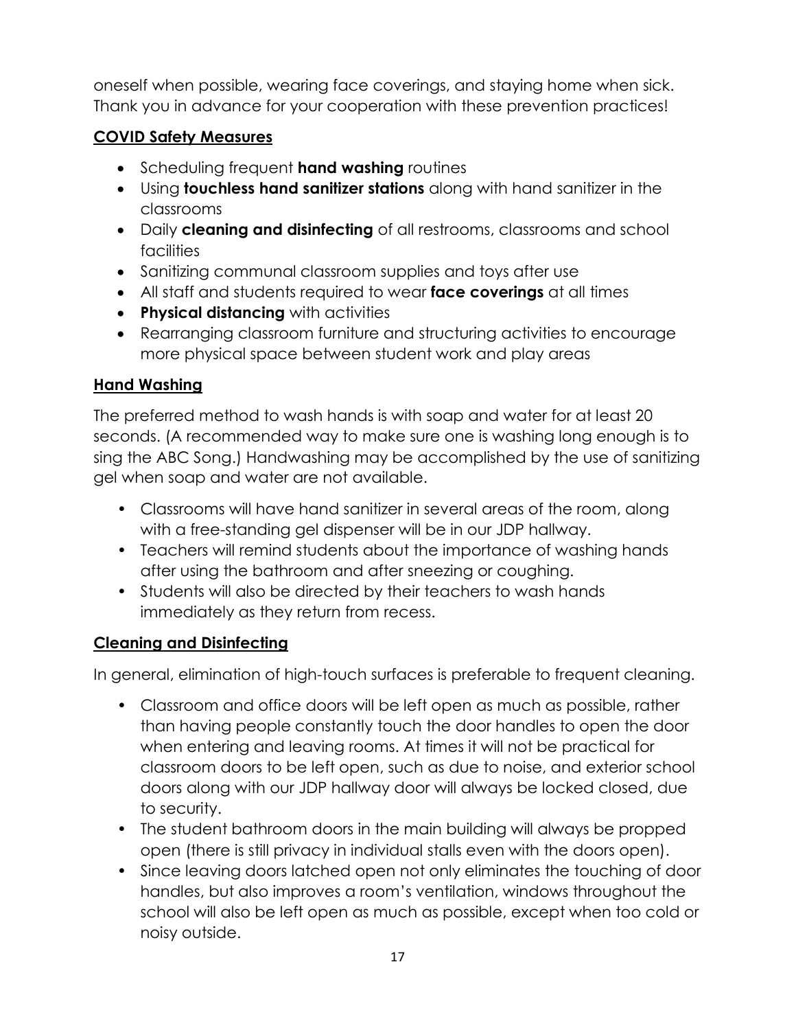oneself when possible, wearing face coverings, and staying home when sick. Thank you in advance for your cooperation with these prevention practices!

## COVID Safety Measures

- Scheduling frequent **hand washing** routines
- Using **touchless hand sanitizer stations** along with hand sanitizer in the classrooms
- Daily **cleaning and disinfecting** of all restrooms, classrooms and school facilities
- Sanitizing communal classroom supplies and toys after use
- All staff and students required to wear **face coverings** at all times
- **Physical distancing** with activities
- Rearranging classroom furniture and structuring activities to encourage more physical space between student work and play areas

## Hand Washing

The preferred method to wash hands is with soap and water for at least 20 seconds. (A recommended way to make sure one is washing long enough is to sing the ABC Song.) Handwashing may be accomplished by the use of sanitizing gel when soap and water are not available.

- Classrooms will have hand sanitizer in several areas of the room, along with a free-standing gel dispenser will be in our JDP hallway.
- Teachers will remind students about the importance of washing hands after using the bathroom and after sneezing or coughing.
- Students will also be directed by their teachers to wash hands immediately as they return from recess.

## Cleaning and Disinfecting

In general, elimination of high-touch surfaces is preferable to frequent cleaning.

- Classroom and office doors will be left open as much as possible, rather than having people constantly touch the door handles to open the door when entering and leaving rooms. At times it will not be practical for classroom doors to be left open, such as due to noise, and exterior school doors along with our JDP hallway door will always be locked closed, due to security.
- The student bathroom doors in the main building will always be propped open (there is still privacy in individual stalls even with the doors open).
- Since leaving doors latched open not only eliminates the touching of door handles, but also improves a room's ventilation, windows throughout the school will also be left open as much as possible, except when too cold or noisy outside.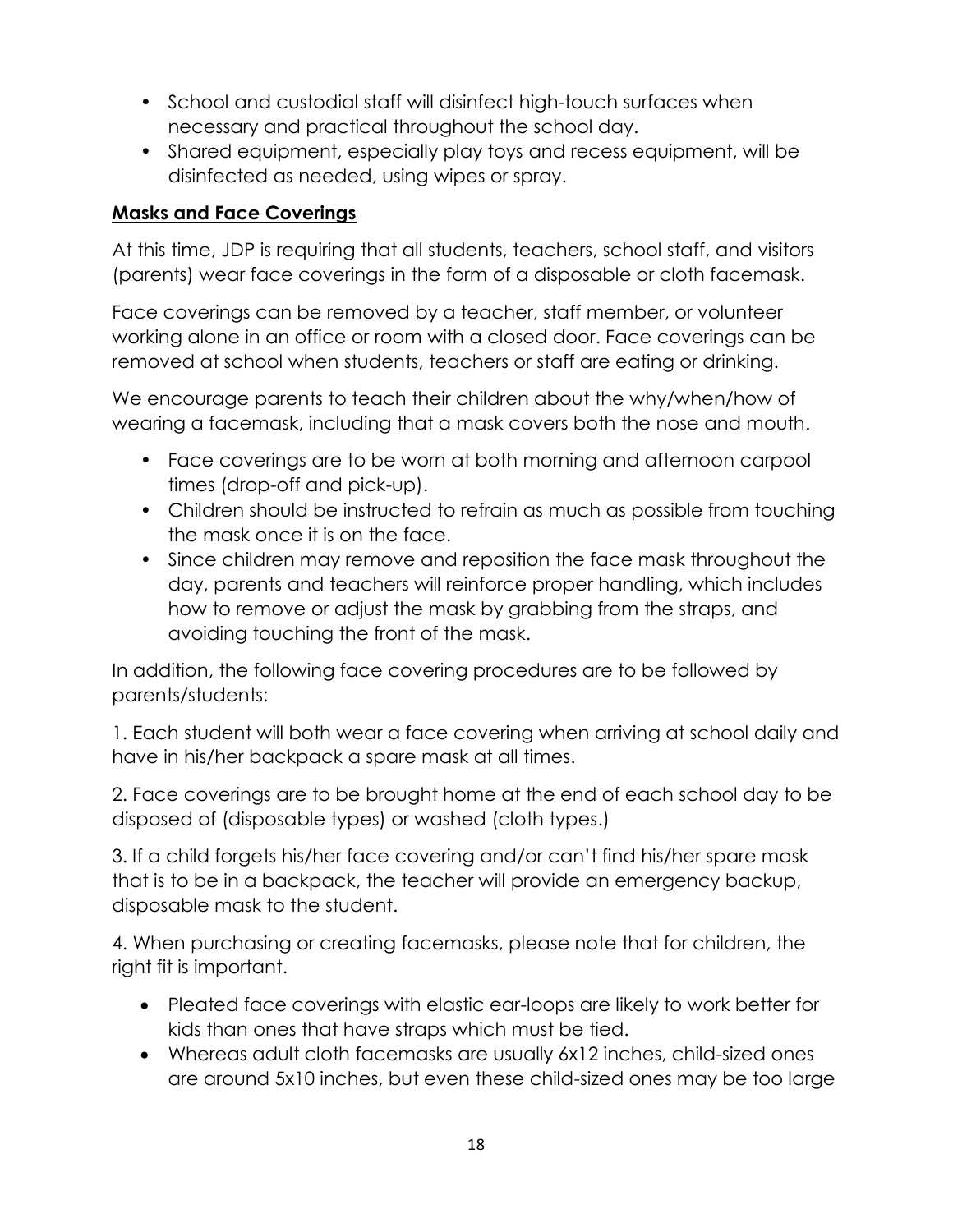- School and custodial staff will disinfect high-touch surfaces when necessary and practical throughout the school day.
- Shared equipment, especially play toys and recess equipment, will be disinfected as needed, using wipes or spray.

## **Masks and Face Coverings**

At this time, JDP is requiring that all students, teachers, school staff, and visitors (parents) wear face coverings in the form of a disposable or cloth facemask.

Face coverings can be removed by a teacher, staff member, or volunteer working alone in an office or room with a closed door. Face coverings can be removed at school when students, teachers or staff are eating or drinking.

We encourage parents to teach their children about the why/when/how of wearing a facemask, including that a mask covers both the nose and mouth.

- Face coverings are to be worn at both morning and afternoon carpool times (drop-off and pick-up).
- Children should be instructed to refrain as much as possible from touching the mask once it is on the face.
- Since children may remove and reposition the face mask throughout the day, parents and teachers will reinforce proper handling, which includes how to remove or adjust the mask by grabbing from the straps, and avoiding touching the front of the mask.

In addition, the following face covering procedures are to be followed by parents/students:

1. Each student will both wear a face covering when arriving at school daily and have in his/her backpack a spare mask at all times.

2. Face coverings are to be brought home at the end of each school day to be disposed of (disposable types) or washed (cloth types.)

3. If a child forgets his/her face covering and/or can't find his/her spare mask that is to be in a backpack, the teacher will provide an emergency backup, disposable mask to the student.

4. When purchasing or creating facemasks, please note that for children, the right fit is important.

- Pleated face coverings with elastic ear-loops are likely to work better for kids than ones that have straps which must be tied.
- Whereas adult cloth facemasks are usually 6x12 inches, child-sized ones are around 5x10 inches, but even these child-sized ones may be too large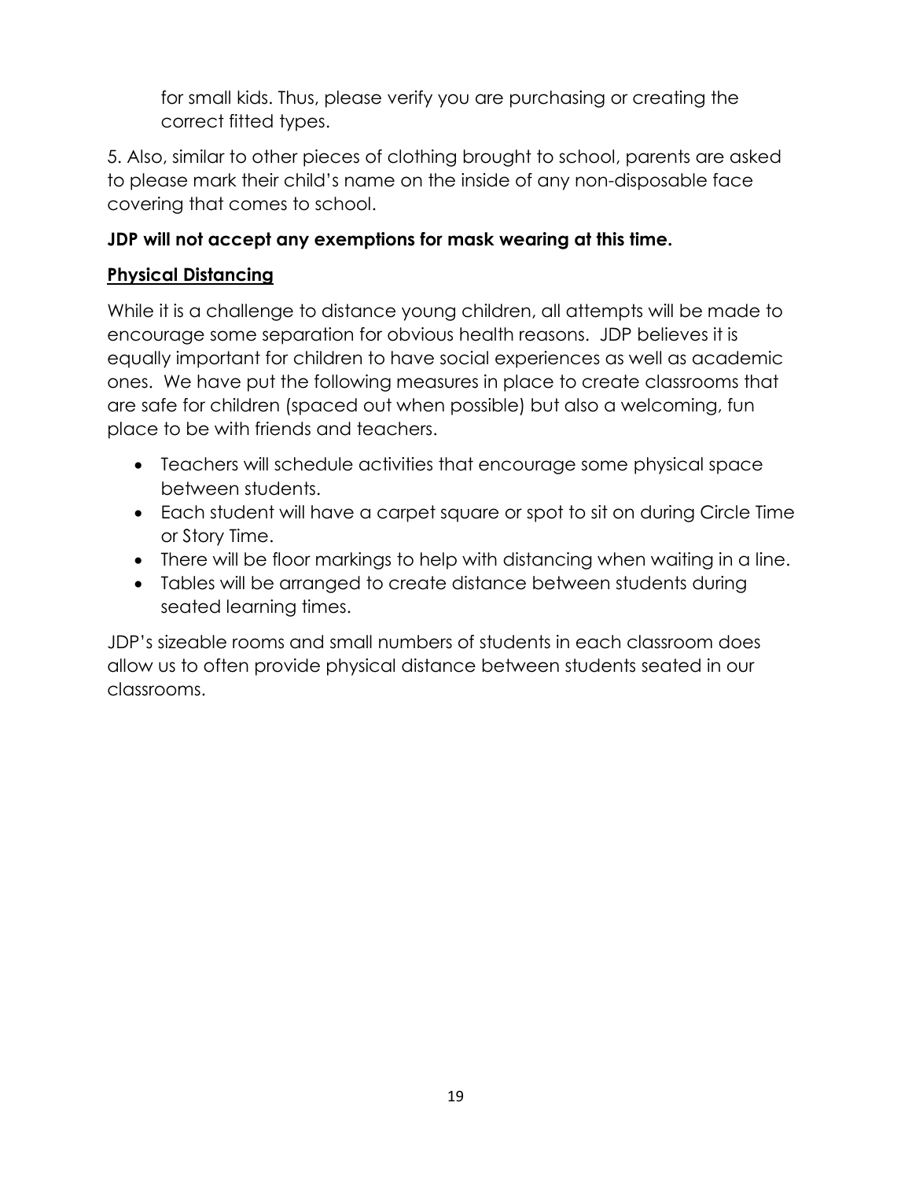for small kids. Thus, please verify you are purchasing or creating the correct fitted types.

5. Also, similar to other pieces of clothing brought to school, parents are asked to please mark their child's name on the inside of any non-disposable face covering that comes to school.

**JDP will not accept any exemptions for mask wearing at this time.**

## Physical Distancing

While it is a challenge to distance young children, all attempts will be made to encourage some separation for obvious health reasons. JDP believes it is equally important for children to have social experiences as well as academic ones. We have put the following measures in place to create classrooms that are safe for children (spaced out when possible) but also a welcoming, fun place to be with friends and teachers.

- Teachers will schedule activities that encourage some physical space between students.
- Each student will have a carpet square or spot to sit on during Circle Time or Story Time.
- There will be floor markings to help with distancing when waiting in a line.
- Tables will be arranged to create distance between students during seated learning times.

JDP's sizeable rooms and small numbers of students in each classroom does allow us to often provide physical distance between students seated in our classrooms.